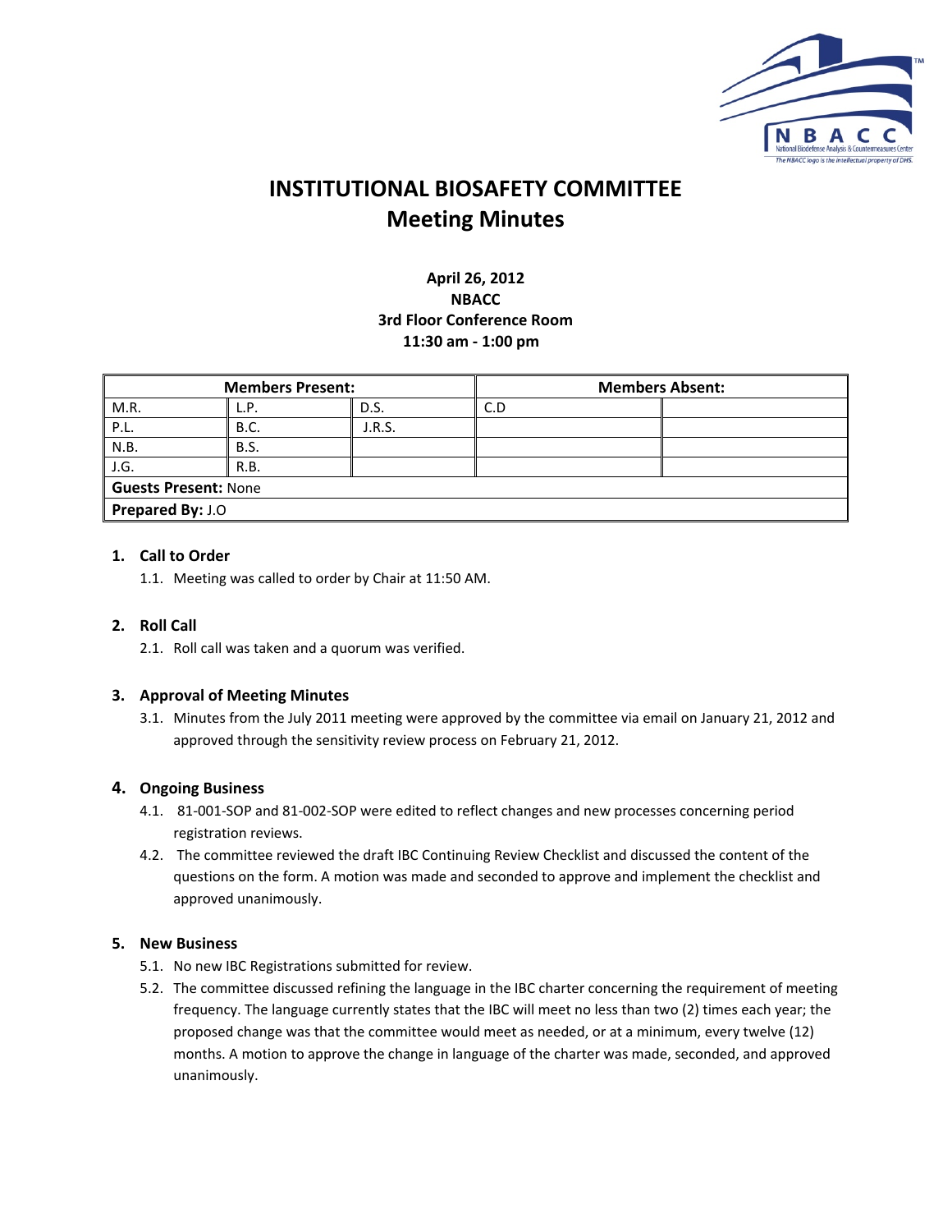# INSTITUTIONAL BIOSAFETY COMMITTEE
# Meeting Minutes

**April 26, 2012**
**NBACC**
**3rd Floor Conference Room**
**11:30 am - 1:00 pm**

| Members Present: | | | Members Absent: | |
|---|---|---|---|---|
| M.R. | L.P. | D.S. | C.D | |
| P.L. | B.C. | J.R.S. | | |
| N.B. | B.S. | | | |
| J.G. | R.B. | | | |
| **Guests Present:** None | | | | |
| **Prepared By:** J.O | | | | |

1. **Call to Order**
   1.1. Meeting was called to order by Chair at 11:50 AM.

2. **Roll Call**
   2.1. Roll call was taken and a quorum was verified.

3. **Approval of Meeting Minutes**
   3.1. Minutes from the July 2011 meeting were approved by the committee via email on January 21, 2012 and approved through the sensitivity review process on February 21, 2012.

4. **Ongoing Business**
   4.1. 81-001-SOP and 81-002-SOP were edited to reflect changes and new processes concerning period registration reviews.
   4.2. The committee reviewed the draft IBC Continuing Review Checklist and discussed the content of the questions on the form. A motion was made and seconded to approve and implement the checklist and approved unanimously.

5. **New Business**
   5.1. No new IBC Registrations submitted for review.
   5.2. The committee discussed refining the language in the IBC charter concerning the requirement of meeting frequency. The language currently states that the IBC will meet no less than two (2) times each year; the proposed change was that the committee would meet as needed, or at a minimum, every twelve (12) months. A motion to approve the change in language of the charter was made, seconded, and approved unanimously.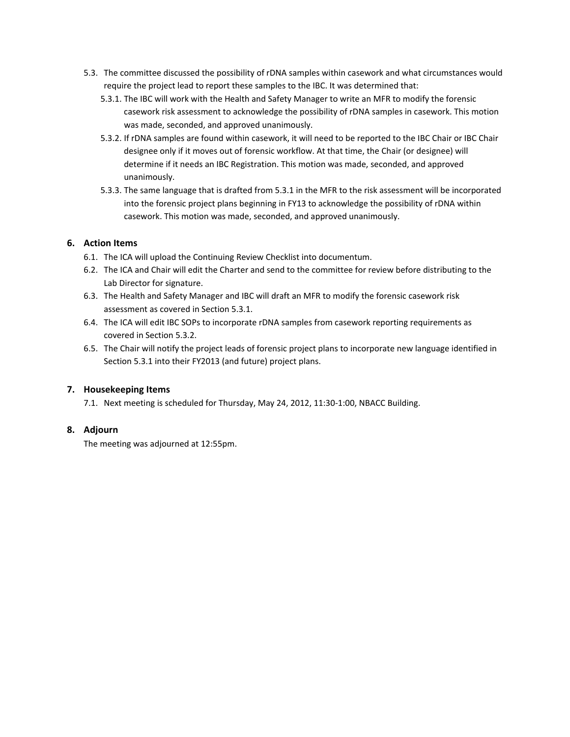5.3. The committee discussed the possibility of rDNA samples within casework and what circumstances would require the project lead to report these samples to the IBC. It was determined that:

   5.3.1. The IBC will work with the Health and Safety Manager to write an MFR to modify the forensic casework risk assessment to acknowledge the possibility of rDNA samples in casework. This motion was made, seconded, and approved unanimously.

   5.3.2. If rDNA samples are found within casework, it will need to be reported to the IBC Chair or IBC Chair designee only if it moves out of forensic workflow. At that time, the Chair (or designee) will determine if it needs an IBC Registration. This motion was made, seconded, and approved unanimously.

   5.3.3. The same language that is drafted from 5.3.1 in the MFR to the risk assessment will be incorporated into the forensic project plans beginning in FY13 to acknowledge the possibility of rDNA within casework. This motion was made, seconded, and approved unanimously.

## 6. Action Items

6.1. The ICA will upload the Continuing Review Checklist into documentum.

6.2. The ICA and Chair will edit the Charter and send to the committee for review before distributing to the Lab Director for signature.

6.3. The Health and Safety Manager and IBC will draft an MFR to modify the forensic casework risk assessment as covered in Section 5.3.1.

6.4. The ICA will edit IBC SOPs to incorporate rDNA samples from casework reporting requirements as covered in Section 5.3.2.

6.5. The Chair will notify the project leads of forensic project plans to incorporate new language identified in Section 5.3.1 into their FY2013 (and future) project plans.

## 7. Housekeeping Items

7.1. Next meeting is scheduled for Thursday, May 24, 2012, 11:30-1:00, NBACC Building.

## 8. Adjourn

The meeting was adjourned at 12:55pm.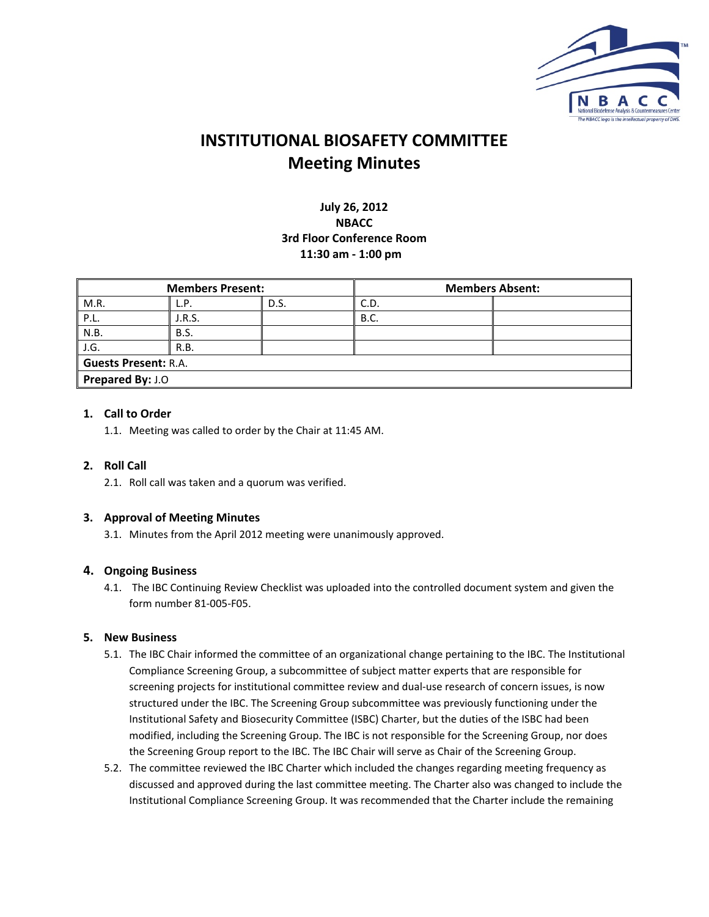# INSTITUTIONAL BIOSAFETY COMMITTEE
# Meeting Minutes

**July 26, 2012**
**NBACC**
**3rd Floor Conference Room**
**11:30 am - 1:00 pm**

| Members Present: | | | Members Absent: | |
|---|---|---|---|---|
| M.R. | L.P. | D.S. | C.D. | |
| P.L. | J.R.S. | | B.C. | |
| N.B. | B.S. | | | |
| J.G. | R.B. | | | |
| **Guests Present:** R.A. | | | | |
| **Prepared By:** J.O | | | | |

## 1. Call to Order

1.1. Meeting was called to order by the Chair at 11:45 AM.

## 2. Roll Call

2.1. Roll call was taken and a quorum was verified.

## 3. Approval of Meeting Minutes

3.1. Minutes from the April 2012 meeting were unanimously approved.

## 4. Ongoing Business

4.1. The IBC Continuing Review Checklist was uploaded into the controlled document system and given the form number 81-005-F05.

## 5. New Business

5.1. The IBC Chair informed the committee of an organizational change pertaining to the IBC. The Institutional Compliance Screening Group, a subcommittee of subject matter experts that are responsible for screening projects for institutional committee review and dual-use research of concern issues, is now structured under the IBC. The Screening Group subcommittee was previously functioning under the Institutional Safety and Biosecurity Committee (ISBC) Charter, but the duties of the ISBC had been modified, including the Screening Group. The IBC is not responsible for the Screening Group, nor does the Screening Group report to the IBC. The IBC Chair will serve as Chair of the Screening Group.

5.2. The committee reviewed the IBC Charter which included the changes regarding meeting frequency as discussed and approved during the last committee meeting. The Charter also was changed to include the Institutional Compliance Screening Group. It was recommended that the Charter include the remaining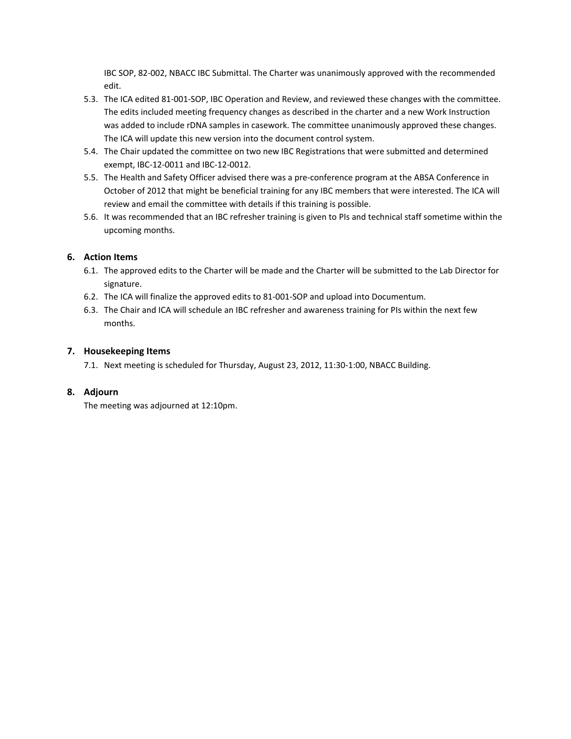IBC SOP, 82-002, NBACC IBC Submittal. The Charter was unanimously approved with the recommended edit.

5.3. The ICA edited 81-001-SOP, IBC Operation and Review, and reviewed these changes with the committee. The edits included meeting frequency changes as described in the charter and a new Work Instruction was added to include rDNA samples in casework. The committee unanimously approved these changes. The ICA will update this new version into the document control system.

5.4. The Chair updated the committee on two new IBC Registrations that were submitted and determined exempt, IBC-12-0011 and IBC-12-0012.

5.5. The Health and Safety Officer advised there was a pre-conference program at the ABSA Conference in October of 2012 that might be beneficial training for any IBC members that were interested. The ICA will review and email the committee with details if this training is possible.

5.6. It was recommended that an IBC refresher training is given to PIs and technical staff sometime within the upcoming months.

## 6. Action Items

6.1. The approved edits to the Charter will be made and the Charter will be submitted to the Lab Director for signature.

6.2. The ICA will finalize the approved edits to 81-001-SOP and upload into Documentum.

6.3. The Chair and ICA will schedule an IBC refresher and awareness training for PIs within the next few months.

## 7. Housekeeping Items

7.1. Next meeting is scheduled for Thursday, August 23, 2012, 11:30-1:00, NBACC Building.

## 8. Adjourn

The meeting was adjourned at 12:10pm.